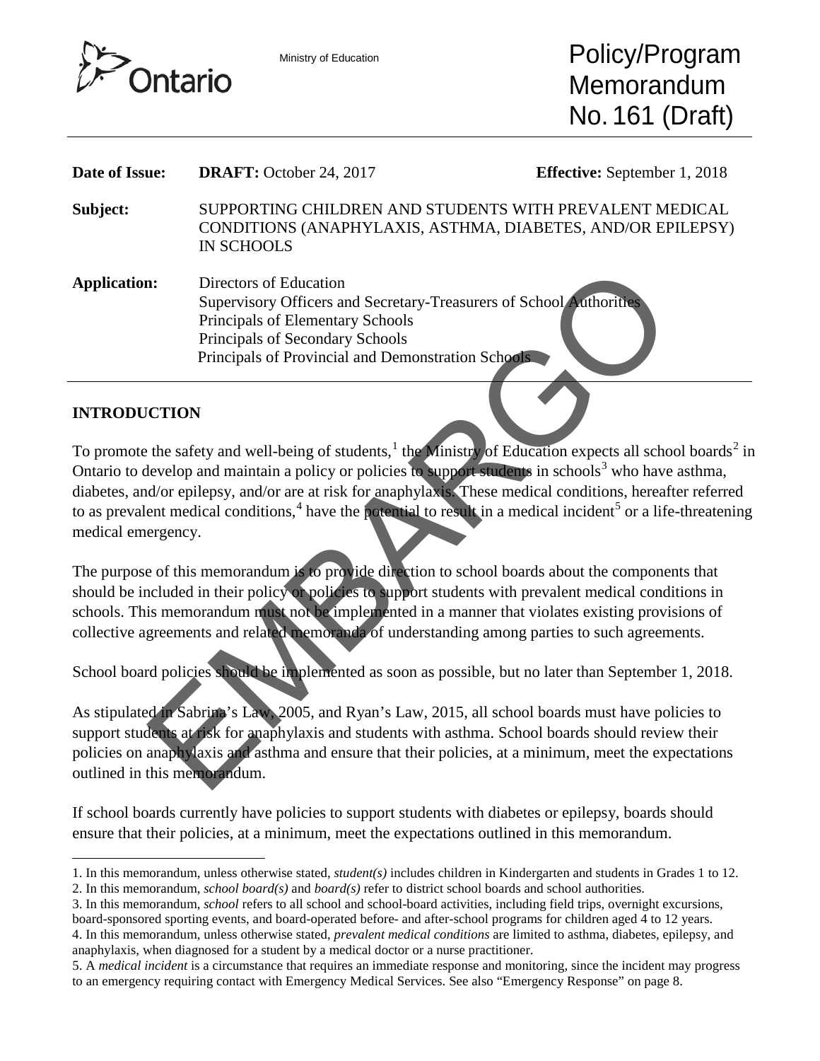Ministry of Education

# Policy/Program Memorandum No. 161 (Draft)

**Date of Issue:** **DRAFT:** October 24, 2017 **Effective:** September 1, 2018

**Subject:** SUPPORTING CHILDREN AND STUDENTS WITH PREVALENT MEDICAL CONDITIONS (ANAPHYLAXIS, ASTHMA, DIABETES, AND/OR EPILEPSY) IN SCHOOLS

**Application:** Directors of Education
Supervisory Officers and Secretary-Treasurers of School Authorities
Principals of Elementary Schools
Principals of Secondary Schools
Principals of Provincial and Demonstration Schools

## INTRODUCTION

To promote the safety and well-being of students,[1] the Ministry of Education expects all school boards[2] in Ontario to develop and maintain a policy or policies to support students in schools[3] who have asthma, diabetes, and/or epilepsy, and/or are at risk for anaphylaxis. These medical conditions, hereafter referred to as prevalent medical conditions,[4] have the potential to result in a medical incident[5] or a life-threatening medical emergency.

The purpose of this memorandum is to provide direction to school boards about the components that should be included in their policy or policies to support students with prevalent medical conditions in schools. This memorandum must not be implemented in a manner that violates existing provisions of collective agreements and related memoranda of understanding among parties to such agreements.

School board policies should be implemented as soon as possible, but no later than September 1, 2018.

As stipulated in Sabrina's Law, 2005, and Ryan's Law, 2015, all school boards must have policies to support students at risk for anaphylaxis and students with asthma. School boards should review their policies on anaphylaxis and asthma and ensure that their policies, at a minimum, meet the expectations outlined in this memorandum.

If school boards currently have policies to support students with diabetes or epilepsy, boards should ensure that their policies, at a minimum, meet the expectations outlined in this memorandum.

1. In this memorandum, unless otherwise stated, *student(s)* includes children in Kindergarten and students in Grades 1 to 12.
2. In this memorandum, *school board(s)* and *board(s)* refer to district school boards and school authorities.
3. In this memorandum, *school* refers to all school and school-board activities, including field trips, overnight excursions, board-sponsored sporting events, and board-operated before- and after-school programs for children aged 4 to 12 years.
4. In this memorandum, unless otherwise stated, *prevalent medical conditions* are limited to asthma, diabetes, epilepsy, and anaphylaxis, when diagnosed for a student by a medical doctor or a nurse practitioner.
5. A *medical incident* is a circumstance that requires an immediate response and monitoring, since the incident may progress to an emergency requiring contact with Emergency Medical Services. See also "Emergency Response" on page 8.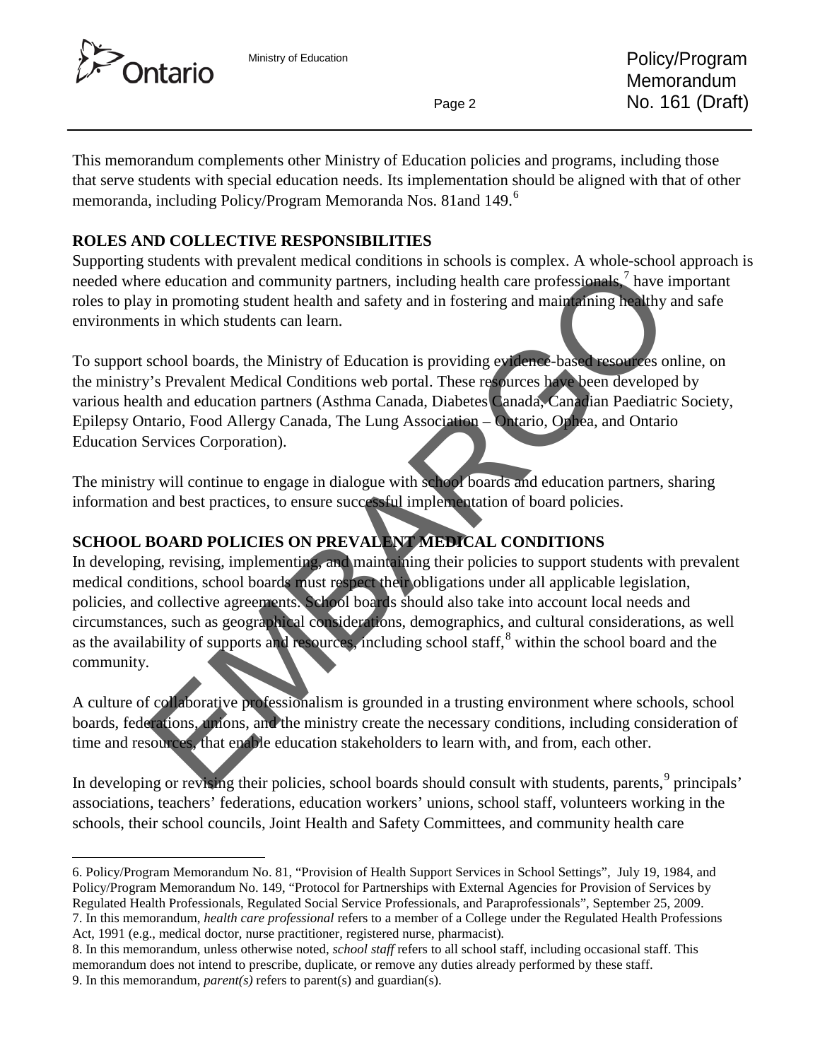This memorandum complements other Ministry of Education policies and programs, including those that serve students with special education needs. Its implementation should be aligned with that of other memoranda, including Policy/Program Memoranda Nos. 81and 149.[6]

## ROLES AND COLLECTIVE RESPONSIBILITIES

Supporting students with prevalent medical conditions in schools is complex. A whole-school approach is needed where education and community partners, including health care professionals,[7] have important roles to play in promoting student health and safety and in fostering and maintaining healthy and safe environments in which students can learn.

To support school boards, the Ministry of Education is providing evidence-based resources online, on the ministry's Prevalent Medical Conditions web portal. These resources have been developed by various health and education partners (Asthma Canada, Diabetes Canada, Canadian Paediatric Society, Epilepsy Ontario, Food Allergy Canada, The Lung Association – Ontario, Ophea, and Ontario Education Services Corporation).

The ministry will continue to engage in dialogue with school boards and education partners, sharing information and best practices, to ensure successful implementation of board policies.

## SCHOOL BOARD POLICIES ON PREVALENT MEDICAL CONDITIONS

In developing, revising, implementing, and maintaining their policies to support students with prevalent medical conditions, school boards must respect their obligations under all applicable legislation, policies, and collective agreements. School boards should also take into account local needs and circumstances, such as geographical considerations, demographics, and cultural considerations, as well as the availability of supports and resources, including school staff,[8] within the school board and the community.

A culture of collaborative professionalism is grounded in a trusting environment where schools, school boards, federations, unions, and the ministry create the necessary conditions, including consideration of time and resources, that enable education stakeholders to learn with, and from, each other.

In developing or revising their policies, school boards should consult with students, parents,[9] principals' associations, teachers' federations, education workers' unions, school staff, volunteers working in the schools, their school councils, Joint Health and Safety Committees, and community health care

---

6. Policy/Program Memorandum No. 81, "Provision of Health Support Services in School Settings", July 19, 1984, and Policy/Program Memorandum No. 149, "Protocol for Partnerships with External Agencies for Provision of Services by Regulated Health Professionals, Regulated Social Service Professionals, and Paraprofessionals", September 25, 2009.
7. In this memorandum, *health care professional* refers to a member of a College under the Regulated Health Professions Act, 1991 (e.g., medical doctor, nurse practitioner, registered nurse, pharmacist).
8. In this memorandum, unless otherwise noted, *school staff* refers to all school staff, including occasional staff. This memorandum does not intend to prescribe, duplicate, or remove any duties already performed by these staff.
9. In this memorandum, *parent(s)* refers to parent(s) and guardian(s).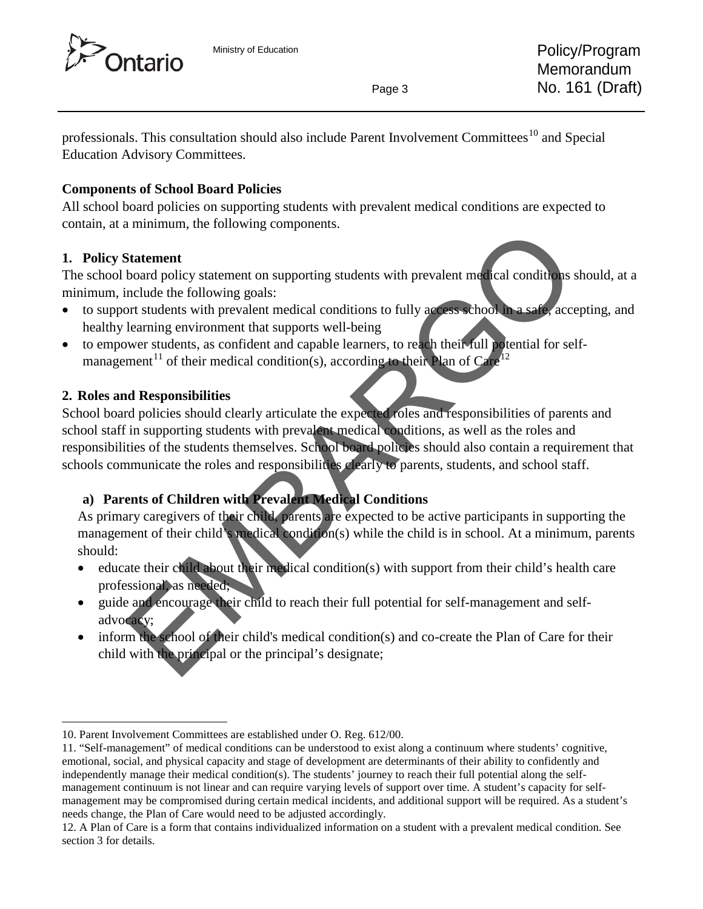professionals. This consultation should also include Parent Involvement Committees[10] and Special Education Advisory Committees.

**Components of School Board Policies**

All school board policies on supporting students with prevalent medical conditions are expected to contain, at a minimum, the following components.

**1. Policy Statement**

The school board policy statement on supporting students with prevalent medical conditions should, at a minimum, include the following goals:

- to support students with prevalent medical conditions to fully access school in a safe, accepting, and healthy learning environment that supports well-being
- to empower students, as confident and capable learners, to reach their full potential for self-management[11] of their medical condition(s), according to their Plan of Care[12]

**2. Roles and Responsibilities**

School board policies should clearly articulate the expected roles and responsibilities of parents and school staff in supporting students with prevalent medical conditions, as well as the roles and responsibilities of the students themselves. School board policies should also contain a requirement that schools communicate the roles and responsibilities clearly to parents, students, and school staff.

**a) Parents of Children with Prevalent Medical Conditions**

As primary caregivers of their child, parents are expected to be active participants in supporting the management of their child's medical condition(s) while the child is in school. At a minimum, parents should:

- educate their child about their medical condition(s) with support from their child's health care professional, as needed;
- guide and encourage their child to reach their full potential for self-management and self-advocacy;
- inform the school of their child's medical condition(s) and co-create the Plan of Care for their child with the principal or the principal's designate;

---

10. Parent Involvement Committees are established under O. Reg. 612/00.

11. "Self-management" of medical conditions can be understood to exist along a continuum where students' cognitive, emotional, social, and physical capacity and stage of development are determinants of their ability to confidently and independently manage their medical condition(s). The students' journey to reach their full potential along the self-management continuum is not linear and can require varying levels of support over time. A student's capacity for self-management may be compromised during certain medical incidents, and additional support will be required. As a student's needs change, the Plan of Care would need to be adjusted accordingly.

12. A Plan of Care is a form that contains individualized information on a student with a prevalent medical condition. See section 3 for details.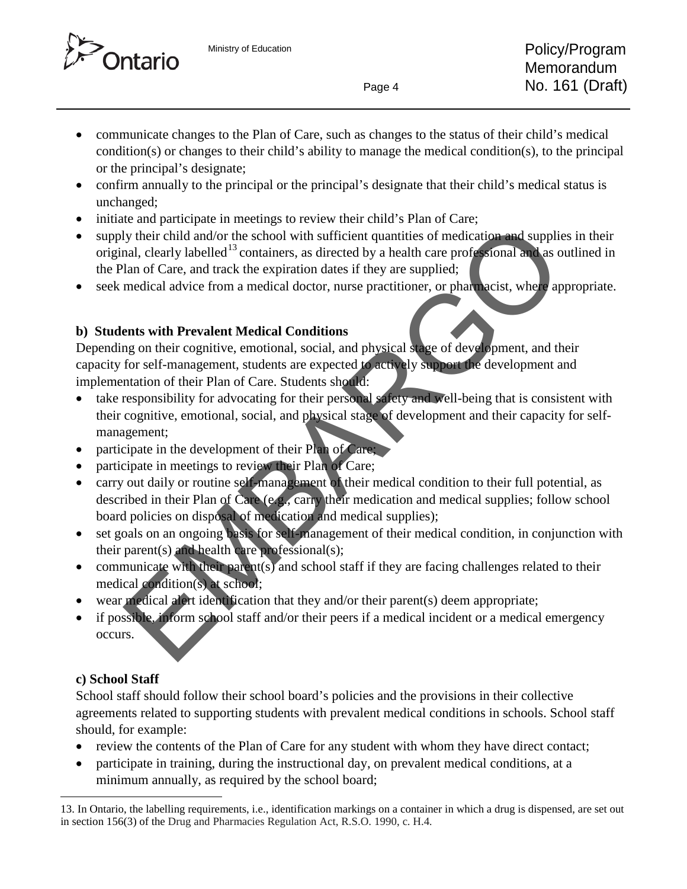- communicate changes to the Plan of Care, such as changes to the status of their child's medical condition(s) or changes to their child's ability to manage the medical condition(s), to the principal or the principal's designate;
- confirm annually to the principal or the principal's designate that their child's medical status is unchanged;
- initiate and participate in meetings to review their child's Plan of Care;
- supply their child and/or the school with sufficient quantities of medication and supplies in their original, clearly labelled[13] containers, as directed by a health care professional and as outlined in the Plan of Care, and track the expiration dates if they are supplied;
- seek medical advice from a medical doctor, nurse practitioner, or pharmacist, where appropriate.

**b) Students with Prevalent Medical Conditions**

Depending on their cognitive, emotional, social, and physical stage of development, and their capacity for self-management, students are expected to actively support the development and implementation of their Plan of Care. Students should:

- take responsibility for advocating for their personal safety and well-being that is consistent with their cognitive, emotional, social, and physical stage of development and their capacity for self-management;
- participate in the development of their Plan of Care;
- participate in meetings to review their Plan of Care;
- carry out daily or routine self-management of their medical condition to their full potential, as described in their Plan of Care (e.g., carry their medication and medical supplies; follow school board policies on disposal of medication and medical supplies);
- set goals on an ongoing basis for self-management of their medical condition, in conjunction with their parent(s) and health care professional(s);
- communicate with their parent(s) and school staff if they are facing challenges related to their medical condition(s) at school;
- wear medical alert identification that they and/or their parent(s) deem appropriate;
- if possible, inform school staff and/or their peers if a medical incident or a medical emergency occurs.

**c) School Staff**

School staff should follow their school board's policies and the provisions in their collective agreements related to supporting students with prevalent medical conditions in schools. School staff should, for example:

- review the contents of the Plan of Care for any student with whom they have direct contact;
- participate in training, during the instructional day, on prevalent medical conditions, at a minimum annually, as required by the school board;

13. In Ontario, the labelling requirements, i.e., identification markings on a container in which a drug is dispensed, are set out in section 156(3) of the Drug and Pharmacies Regulation Act, R.S.O. 1990, c. H.4.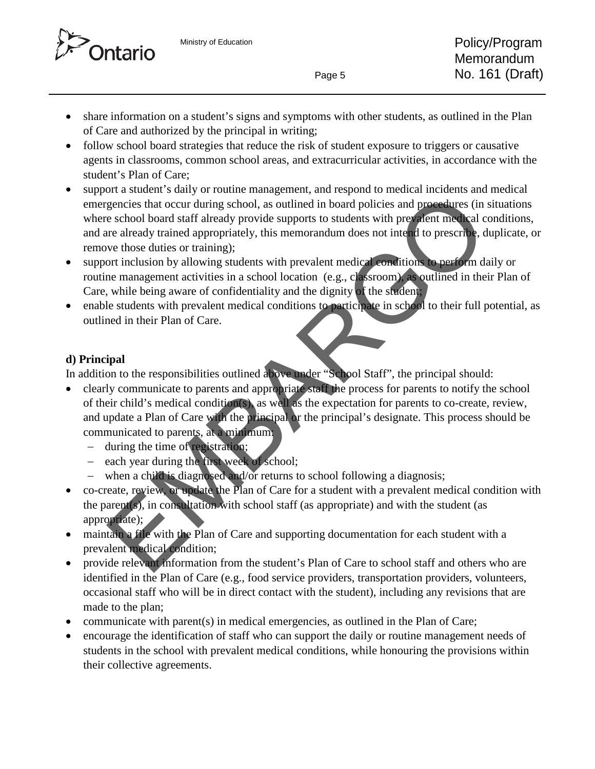- share information on a student's signs and symptoms with other students, as outlined in the Plan of Care and authorized by the principal in writing;
- follow school board strategies that reduce the risk of student exposure to triggers or causative agents in classrooms, common school areas, and extracurricular activities, in accordance with the student's Plan of Care;
- support a student's daily or routine management, and respond to medical incidents and medical emergencies that occur during school, as outlined in board policies and procedures (in situations where school board staff already provide supports to students with prevalent medical conditions, and are already trained appropriately, this memorandum does not intend to prescribe, duplicate, or remove those duties or training);
- support inclusion by allowing students with prevalent medical conditions to perform daily or routine management activities in a school location (e.g., classroom), as outlined in their Plan of Care, while being aware of confidentiality and the dignity of the student;
- enable students with prevalent medical conditions to participate in school to their full potential, as outlined in their Plan of Care.

**d) Principal**

In addition to the responsibilities outlined above under "School Staff", the principal should:

- clearly communicate to parents and appropriate staff the process for parents to notify the school of their child's medical condition(s), as well as the expectation for parents to co-create, review, and update a Plan of Care with the principal or the principal's designate. This process should be communicated to parents, at a minimum:
  - during the time of registration;
  - each year during the first week of school;
  - when a child is diagnosed and/or returns to school following a diagnosis;
- co-create, review, or update the Plan of Care for a student with a prevalent medical condition with the parent(s), in consultation with school staff (as appropriate) and with the student (as appropriate);
- maintain a file with the Plan of Care and supporting documentation for each student with a prevalent medical condition;
- provide relevant information from the student's Plan of Care to school staff and others who are identified in the Plan of Care (e.g., food service providers, transportation providers, volunteers, occasional staff who will be in direct contact with the student), including any revisions that are made to the plan;
- communicate with parent(s) in medical emergencies, as outlined in the Plan of Care;
- encourage the identification of staff who can support the daily or routine management needs of students in the school with prevalent medical conditions, while honouring the provisions within their collective agreements.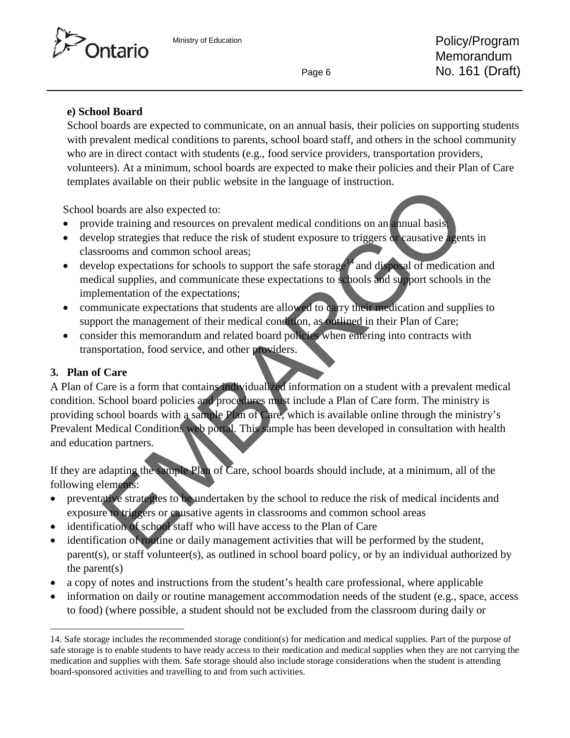#### e) School Board

School boards are expected to communicate, on an annual basis, their policies on supporting students with prevalent medical conditions to parents, school board staff, and others in the school community who are in direct contact with students (e.g., food service providers, transportation providers, volunteers). At a minimum, school boards are expected to make their policies and their Plan of Care templates available on their public website in the language of instruction.

School boards are also expected to:

- provide training and resources on prevalent medical conditions on an annual basis;
- develop strategies that reduce the risk of student exposure to triggers or causative agents in classrooms and common school areas;
- develop expectations for schools to support the safe storage[14] and disposal of medication and medical supplies, and communicate these expectations to schools and support schools in the implementation of the expectations;
- communicate expectations that students are allowed to carry their medication and supplies to support the management of their medical condition, as outlined in their Plan of Care;
- consider this memorandum and related board policies when entering into contracts with transportation, food service, and other providers.

### 3. Plan of Care

A Plan of Care is a form that contains individualized information on a student with a prevalent medical condition. School board policies and procedures must include a Plan of Care form. The ministry is providing school boards with a sample Plan of Care, which is available online through the ministry's Prevalent Medical Conditions web portal. This sample has been developed in consultation with health and education partners.

If they are adapting the sample Plan of Care, school boards should include, at a minimum, all of the following elements:

- preventative strategies to be undertaken by the school to reduce the risk of medical incidents and exposure to triggers or causative agents in classrooms and common school areas
- identification of school staff who will have access to the Plan of Care
- identification of routine or daily management activities that will be performed by the student, parent(s), or staff volunteer(s), as outlined in school board policy, or by an individual authorized by the parent(s)
- a copy of notes and instructions from the student's health care professional, where applicable
- information on daily or routine management accommodation needs of the student (e.g., space, access to food) (where possible, a student should not be excluded from the classroom during daily or

14. Safe storage includes the recommended storage condition(s) for medication and medical supplies. Part of the purpose of safe storage is to enable students to have ready access to their medication and medical supplies when they are not carrying the medication and supplies with them. Safe storage should also include storage considerations when the student is attending board-sponsored activities and travelling to and from such activities.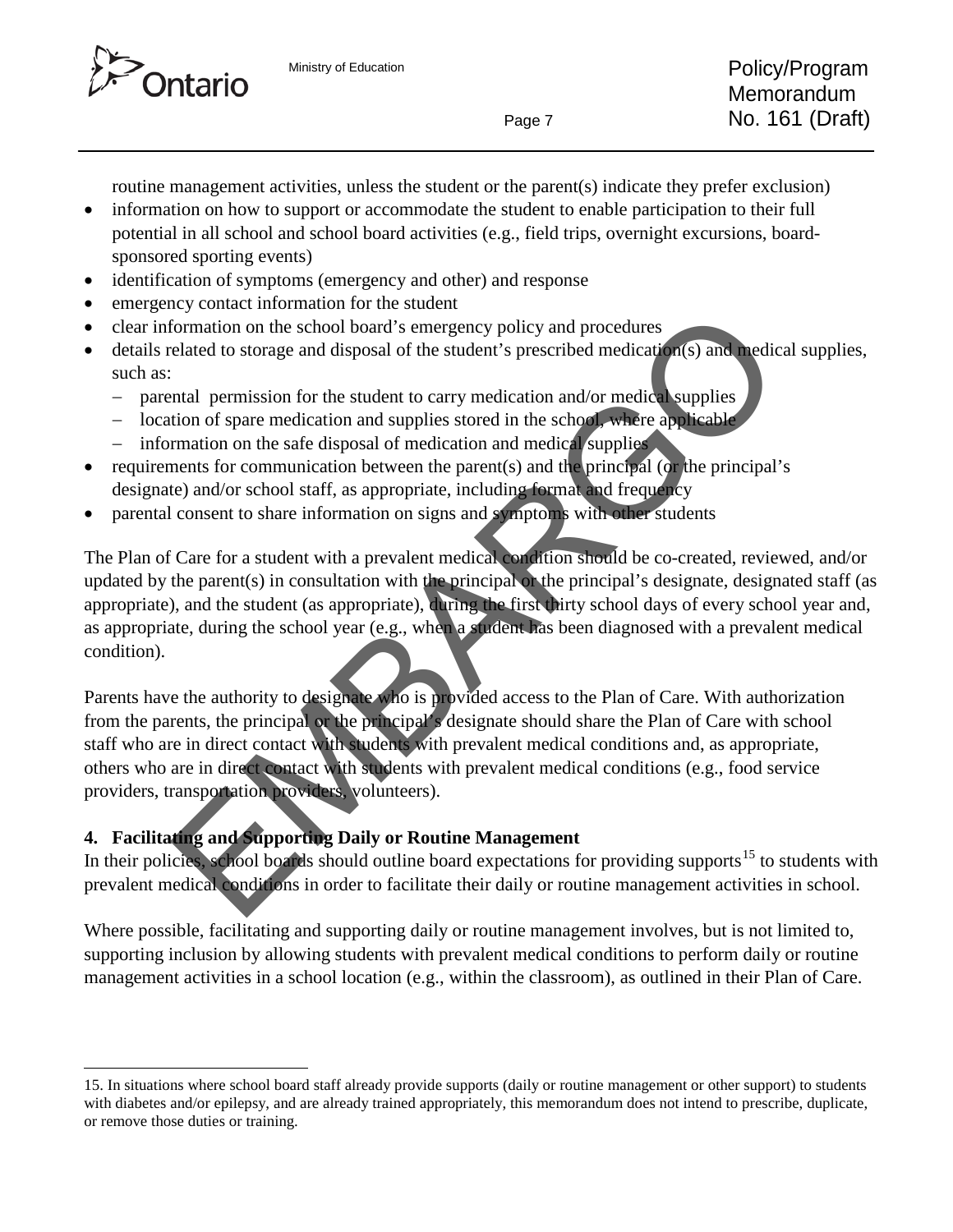routine management activities, unless the student or the parent(s) indicate they prefer exclusion)

- information on how to support or accommodate the student to enable participation to their full potential in all school and school board activities (e.g., field trips, overnight excursions, board-sponsored sporting events)
- identification of symptoms (emergency and other) and response
- emergency contact information for the student
- clear information on the school board's emergency policy and procedures
- details related to storage and disposal of the student's prescribed medication(s) and medical supplies, such as:
  - parental permission for the student to carry medication and/or medical supplies
  - location of spare medication and supplies stored in the school, where applicable
  - information on the safe disposal of medication and medical supplies
- requirements for communication between the parent(s) and the principal (or the principal's designate) and/or school staff, as appropriate, including format and frequency
- parental consent to share information on signs and symptoms with other students

The Plan of Care for a student with a prevalent medical condition should be co-created, reviewed, and/or updated by the parent(s) in consultation with the principal or the principal's designate, designated staff (as appropriate), and the student (as appropriate), during the first thirty school days of every school year and, as appropriate, during the school year (e.g., when a student has been diagnosed with a prevalent medical condition).

Parents have the authority to designate who is provided access to the Plan of Care. With authorization from the parents, the principal or the principal's designate should share the Plan of Care with school staff who are in direct contact with students with prevalent medical conditions and, as appropriate, others who are in direct contact with students with prevalent medical conditions (e.g., food service providers, transportation providers, volunteers).

### 4. Facilitating and Supporting Daily or Routine Management

In their policies, school boards should outline board expectations for providing supports[15] to students with prevalent medical conditions in order to facilitate their daily or routine management activities in school.

Where possible, facilitating and supporting daily or routine management involves, but is not limited to, supporting inclusion by allowing students with prevalent medical conditions to perform daily or routine management activities in a school location (e.g., within the classroom), as outlined in their Plan of Care.

---

15. In situations where school board staff already provide supports (daily or routine management or other support) to students with diabetes and/or epilepsy, and are already trained appropriately, this memorandum does not intend to prescribe, duplicate, or remove those duties or training.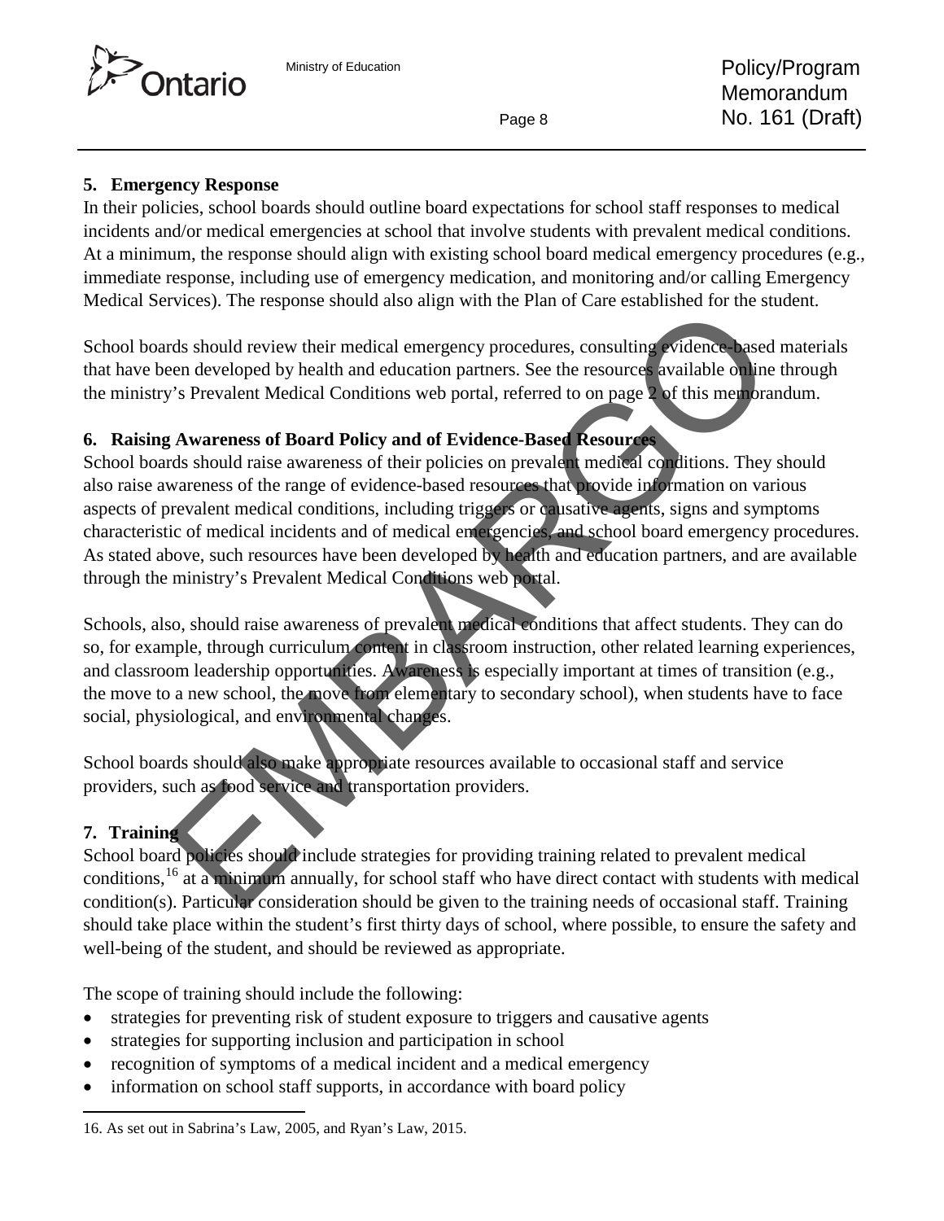**5. Emergency Response**

In their policies, school boards should outline board expectations for school staff responses to medical incidents and/or medical emergencies at school that involve students with prevalent medical conditions. At a minimum, the response should align with existing school board medical emergency procedures (e.g., immediate response, including use of emergency medication, and monitoring and/or calling Emergency Medical Services). The response should also align with the Plan of Care established for the student.

School boards should review their medical emergency procedures, consulting evidence-based materials that have been developed by health and education partners. See the resources available online through the ministry's Prevalent Medical Conditions web portal, referred to on page 2 of this memorandum.

**6. Raising Awareness of Board Policy and of Evidence-Based Resources**

School boards should raise awareness of their policies on prevalent medical conditions. They should also raise awareness of the range of evidence-based resources that provide information on various aspects of prevalent medical conditions, including triggers or causative agents, signs and symptoms characteristic of medical incidents and of medical emergencies, and school board emergency procedures. As stated above, such resources have been developed by health and education partners, and are available through the ministry's Prevalent Medical Conditions web portal.

Schools, also, should raise awareness of prevalent medical conditions that affect students. They can do so, for example, through curriculum content in classroom instruction, other related learning experiences, and classroom leadership opportunities. Awareness is especially important at times of transition (e.g., the move to a new school, the move from elementary to secondary school), when students have to face social, physiological, and environmental changes.

School boards should also make appropriate resources available to occasional staff and service providers, such as food service and transportation providers.

**7. Training**

School board policies should include strategies for providing training related to prevalent medical conditions,[16] at a minimum annually, for school staff who have direct contact with students with medical condition(s). Particular consideration should be given to the training needs of occasional staff. Training should take place within the student's first thirty days of school, where possible, to ensure the safety and well-being of the student, and should be reviewed as appropriate.

The scope of training should include the following:

- strategies for preventing risk of student exposure to triggers and causative agents
- strategies for supporting inclusion and participation in school
- recognition of symptoms of a medical incident and a medical emergency
- information on school staff supports, in accordance with board policy

16. As set out in Sabrina's Law, 2005, and Ryan's Law, 2015.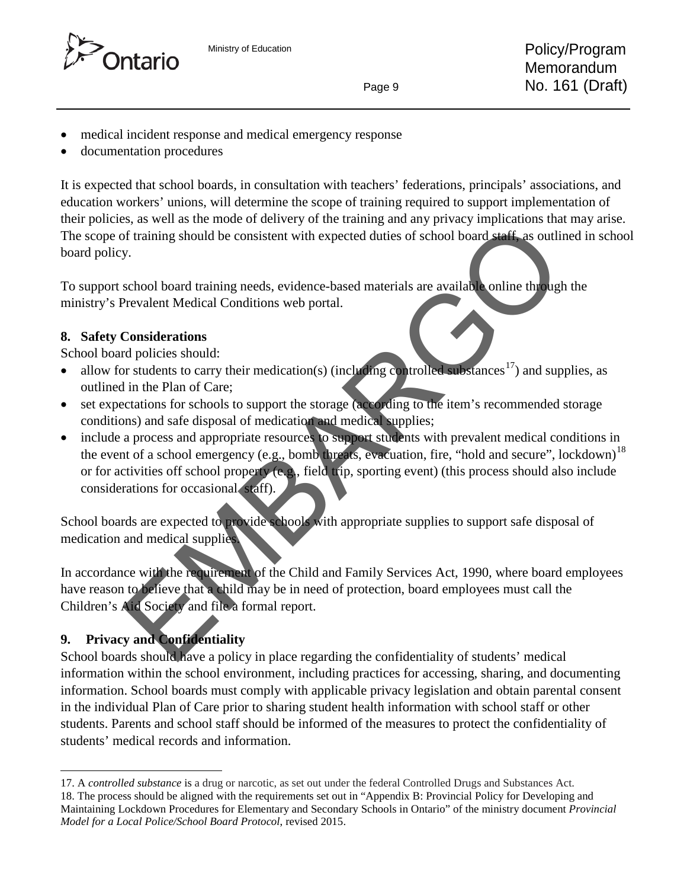- medical incident response and medical emergency response
- documentation procedures

It is expected that school boards, in consultation with teachers' federations, principals' associations, and education workers' unions, will determine the scope of training required to support implementation of their policies, as well as the mode of delivery of the training and any privacy implications that may arise. The scope of training should be consistent with expected duties of school board staff, as outlined in school board policy.

To support school board training needs, evidence-based materials are available online through the ministry's Prevalent Medical Conditions web portal.

**8. Safety Considerations**

School board policies should:

- allow for students to carry their medication(s) (including controlled substances[17]) and supplies, as outlined in the Plan of Care;
- set expectations for schools to support the storage (according to the item's recommended storage conditions) and safe disposal of medication and medical supplies;
- include a process and appropriate resources to support students with prevalent medical conditions in the event of a school emergency (e.g., bomb threats, evacuation, fire, "hold and secure", lockdown)[18] or for activities off school property (e.g., field trip, sporting event) (this process should also include considerations for occasional staff).

School boards are expected to provide schools with appropriate supplies to support safe disposal of medication and medical supplies.

In accordance with the requirement of the Child and Family Services Act, 1990, where board employees have reason to believe that a child may be in need of protection, board employees must call the Children's Aid Society and file a formal report.

**9. Privacy and Confidentiality**

School boards should have a policy in place regarding the confidentiality of students' medical information within the school environment, including practices for accessing, sharing, and documenting information. School boards must comply with applicable privacy legislation and obtain parental consent in the individual Plan of Care prior to sharing student health information with school staff or other students. Parents and school staff should be informed of the measures to protect the confidentiality of students' medical records and information.

---

17. A *controlled substance* is a drug or narcotic, as set out under the federal Controlled Drugs and Substances Act.

18. The process should be aligned with the requirements set out in "Appendix B: Provincial Policy for Developing and Maintaining Lockdown Procedures for Elementary and Secondary Schools in Ontario" of the ministry document *Provincial Model for a Local Police/School Board Protocol*, revised 2015.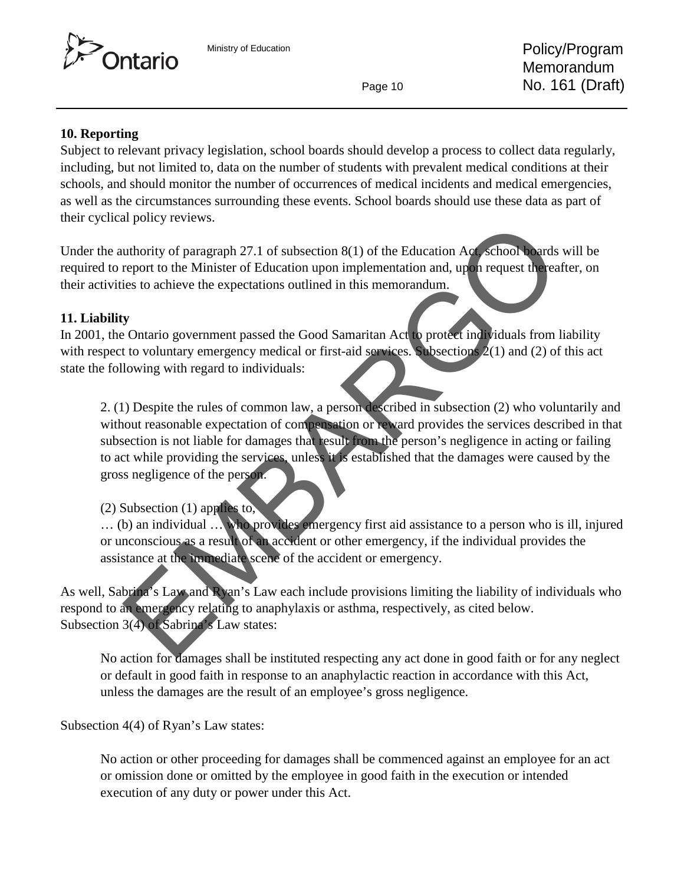## 10. Reporting

Subject to relevant privacy legislation, school boards should develop a process to collect data regularly, including, but not limited to, data on the number of students with prevalent medical conditions at their schools, and should monitor the number of occurrences of medical incidents and medical emergencies, as well as the circumstances surrounding these events. School boards should use these data as part of their cyclical policy reviews.

Under the authority of paragraph 27.1 of subsection 8(1) of the Education Act, school boards will be required to report to the Minister of Education upon implementation and, upon request thereafter, on their activities to achieve the expectations outlined in this memorandum.

## 11. Liability

In 2001, the Ontario government passed the Good Samaritan Act to protect individuals from liability with respect to voluntary emergency medical or first-aid services. Subsections 2(1) and (2) of this act state the following with regard to individuals:

> 2. (1) Despite the rules of common law, a person described in subsection (2) who voluntarily and without reasonable expectation of compensation or reward provides the services described in that subsection is not liable for damages that result from the person's negligence in acting or failing to act while providing the services, unless it is established that the damages were caused by the gross negligence of the person.
>
> (2) Subsection (1) applies to,
> … (b) an individual … who provides emergency first aid assistance to a person who is ill, injured or unconscious as a result of an accident or other emergency, if the individual provides the assistance at the immediate scene of the accident or emergency.

As well, Sabrina's Law and Ryan's Law each include provisions limiting the liability of individuals who respond to an emergency relating to anaphylaxis or asthma, respectively, as cited below.
Subsection 3(4) of Sabrina's Law states:

> No action for damages shall be instituted respecting any act done in good faith or for any neglect or default in good faith in response to an anaphylactic reaction in accordance with this Act, unless the damages are the result of an employee's gross negligence.

Subsection 4(4) of Ryan's Law states:

> No action or other proceeding for damages shall be commenced against an employee for an act or omission done or omitted by the employee in good faith in the execution or intended execution of any duty or power under this Act.